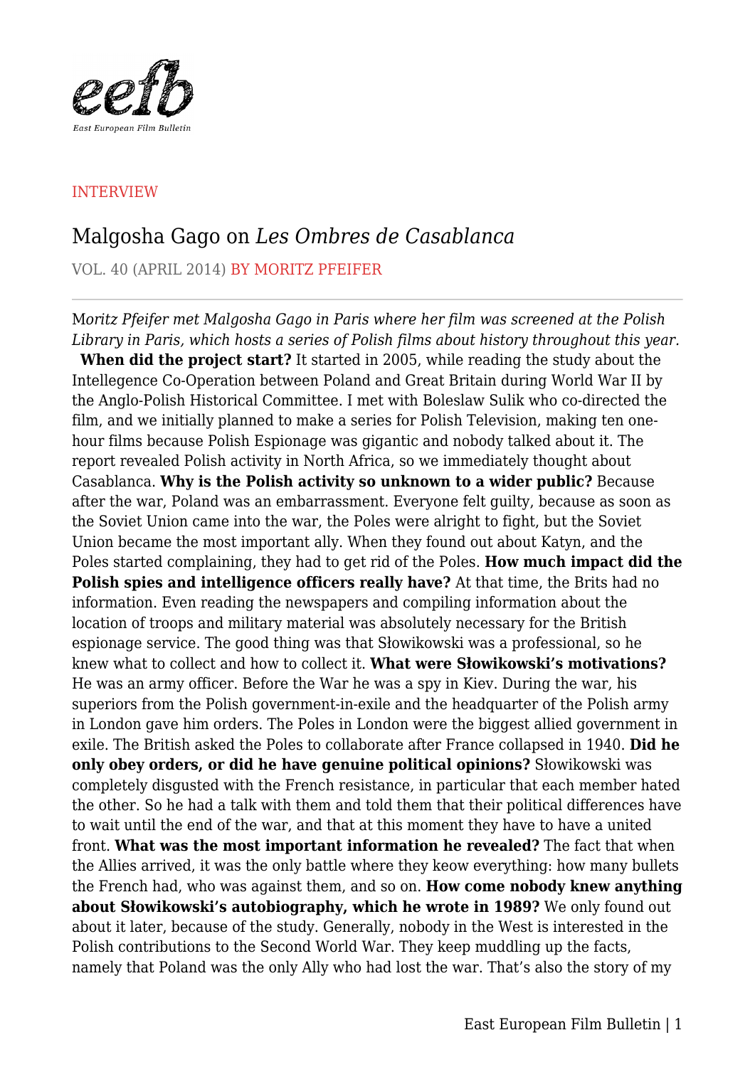INTERVIEW

# Malgosha Gago on *Les Ombres de Casablanca*

VOL. 40 (APRIL 2014) BY MORITZ PFEIFER

*Moritz Pfeifer met Malgosha Gago in Paris where her film was screened at the Polish Library in Paris, which hosts a series of Polish films about history throughout this year.*

**When did the project start?** It started in 2005, while reading the study about the Intellegence Co-Operation between Poland and Great Britain during World War II by the Anglo-Polish Historical Committee. I met with Boleslaw Sulik who co-directed the film, and we initially planned to make a series for Polish Television, making ten one-hour films because Polish Espionage was gigantic and nobody talked about it. The report revealed Polish activity in North Africa, so we immediately thought about Casablanca. **Why is the Polish activity so unknown to a wider public?** Because after the war, Poland was an embarrassment. Everyone felt guilty, because as soon as the Soviet Union came into the war, the Poles were alright to fight, but the Soviet Union became the most important ally. When they found out about Katyn, and the Poles started complaining, they had to get rid of the Poles. **How much impact did the Polish spies and intelligence officers really have?** At that time, the Brits had no information. Even reading the newspapers and compiling information about the location of troops and military material was absolutely necessary for the British espionage service. The good thing was that Słowikowski was a professional, so he knew what to collect and how to collect it. **What were Słowikowski's motivations?** He was an army officer. Before the War he was a spy in Kiev. During the war, his superiors from the Polish government-in-exile and the headquarter of the Polish army in London gave him orders. The Poles in London were the biggest allied government in exile. The British asked the Poles to collaborate after France collapsed in 1940. **Did he only obey orders, or did he have genuine political opinions?** Słowikowski was completely disgusted with the French resistance, in particular that each member hated the other. So he had a talk with them and told them that their political differences have to wait until the end of the war, and that at this moment they have to have a united front. **What was the most important information he revealed?** The fact that when the Allies arrived, it was the only battle where they keow everything: how many bullets the French had, who was against them, and so on. **How come nobody knew anything about Słowikowski's autobiography, which he wrote in 1989?** We only found out about it later, because of the study. Generally, nobody in the West is interested in the Polish contributions to the Second World War. They keep muddling up the facts, namely that Poland was the only Ally who had lost the war. That's also the story of my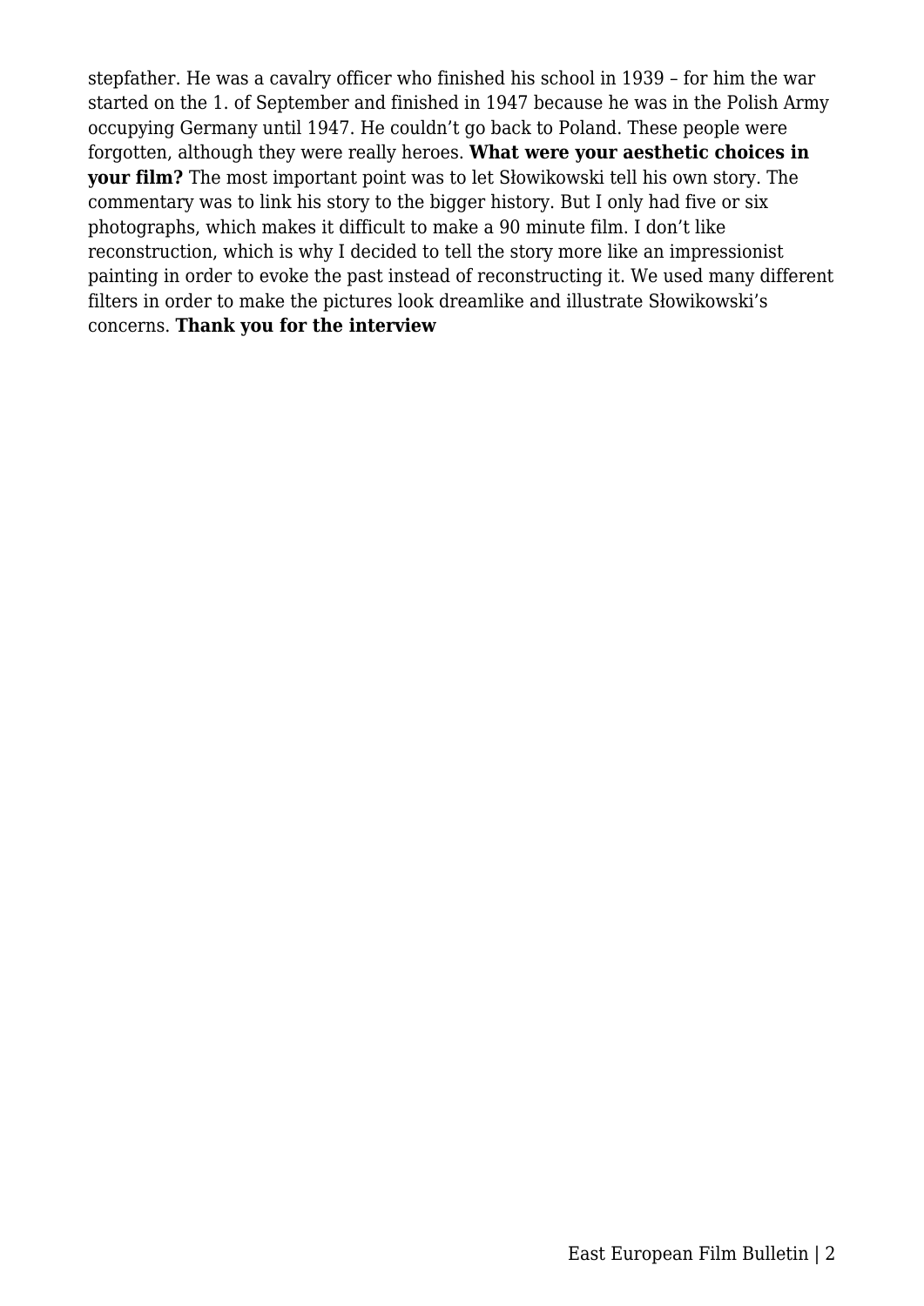stepfather. He was a cavalry officer who finished his school in 1939 – for him the war started on the 1. of September and finished in 1947 because he was in the Polish Army occupying Germany until 1947. He couldn't go back to Poland. These people were forgotten, although they were really heroes. **What were your aesthetic choices in your film?** The most important point was to let Słowikowski tell his own story. The commentary was to link his story to the bigger history. But I only had five or six photographs, which makes it difficult to make a 90 minute film. I don't like reconstruction, which is why I decided to tell the story more like an impressionist painting in order to evoke the past instead of reconstructing it. We used many different filters in order to make the pictures look dreamlike and illustrate Słowikowski's concerns. **Thank you for the interview**